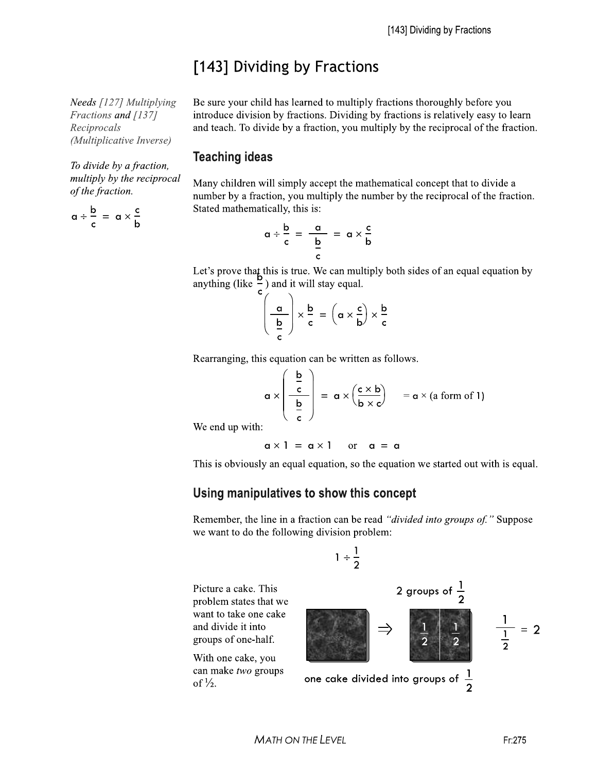# [143] Dividing by Fractions

*Needs [127] Multiplying Fractions* and *[137] Reciprocals (Multiplicative Inverse)*

*To divide by a fraction, multiply by the reciprocal of the fraction.*

$$a \div \frac{b}{c} = a \times \frac{c}{b}$$

Be sure your child has learned to multiply fractions thoroughly before you introduce division by fractions. Dividing by fractions is relatively easy to learn and teach. To divide by a fraction, you multiply by the reciprocal of the fraction.

## Teaching ideas

Many children will simply accept the mathematical concept that to divide a number by a fraction, you multiply the number by the reciprocal of the fraction. Stated mathematically, this is:

$$a \div \frac{b}{c} = \frac{a}{\frac{b}{c}} = a \times \frac{c}{b}$$

Let's prove that this is true. We can multiply both sides of an equal equation by anything (like $\frac{b}{c}$) and it will stay equal.

$$\left(\frac{a}{\frac{b}{c}}\right) \times \frac{b}{c} = \left(a \times \frac{c}{b}\right) \times \frac{b}{c}$$

Rearranging, this equation can be written as follows.

$$a \times \left(\frac{\frac{b}{c}}{\frac{b}{c}}\right) = a \times \left(\frac{c \times b}{b \times c}\right) = a \times \text{(a form of 1)}$$

We end up with:

$$a \times 1 = a \times 1 \quad \text{or} \quad a = a$$

This is obviously an equal equation, so the equation we started out with is equal.

## Using manipulatives to show this concept

Remember, the line in a fraction can be read *"divided into groups of."* Suppose we want to do the following division problem:

$$1 \div \frac{1}{2}$$

Picture a cake. This problem states that we want to take one cake and divide it into groups of one-half.

With one cake, you can make *two* groups of ½.

2 groups of $\frac{1}{2}$

one cake divided into groups of $\frac{1}{2}$

$$\frac{1}{\frac{1}{2}} = 2$$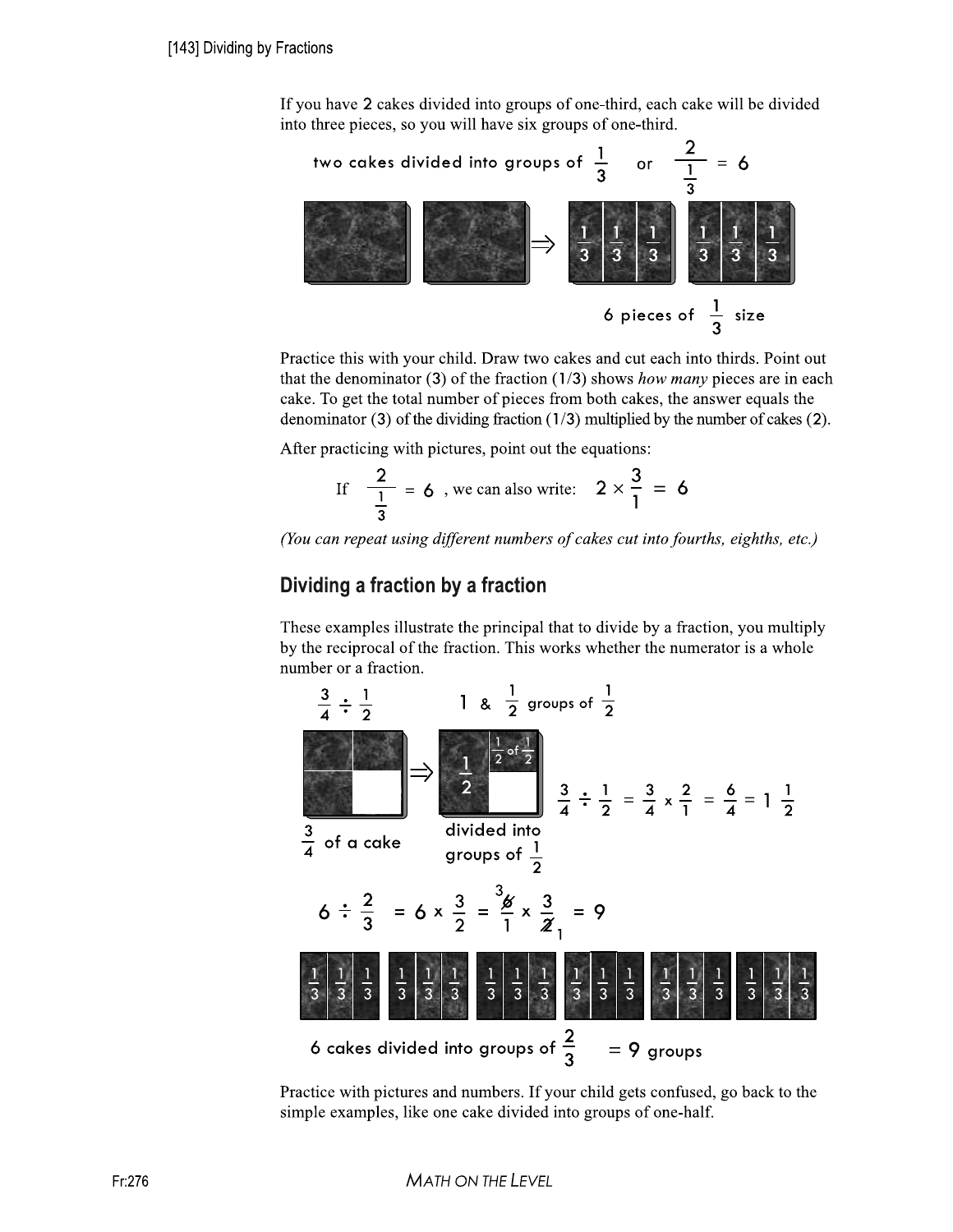If you have 2 cakes divided into groups of one-third, each cake will be divided into three pieces, so you will have six groups of one-third.

two cakes divided into groups of $\frac{1}{3}$ or $\frac{2}{\frac{1}{3}} = 6$

$\frac{1}{3}$ $\frac{1}{3}$ $\frac{1}{3}$ $\frac{1}{3}$ $\frac{1}{3}$ $\frac{1}{3}$

6 pieces of $\frac{1}{3}$ size

Practice this with your child. Draw two cakes and cut each into thirds. Point out that the denominator (3) of the fraction (1/3) shows *how many* pieces are in each cake. To get the total number of pieces from both cakes, the answer equals the denominator (3) of the dividing fraction (1/3) multiplied by the number of cakes (2).

After practicing with pictures, point out the equations:

If $\frac{2}{\frac{1}{3}} = 6$ , we can also write: $2 \times \frac{3}{1} = 6$

*(You can repeat using different numbers of cakes cut into fourths, eighths, etc.)*

## Dividing a fraction by a fraction

These examples illustrate the principal that to divide by a fraction, you multiply by the reciprocal of the fraction. This works whether the numerator is a whole number or a fraction.

$\frac{3}{4} \div \frac{1}{2}$

1 & $\frac{1}{2}$ groups of $\frac{1}{2}$

$\frac{1}{2}$ $\frac{1}{2}$ of $\frac{1}{2}$

$\frac{3}{4}$ of a cake

divided into groups of $\frac{1}{2}$

$$\frac{3}{4} \div \frac{1}{2} = \frac{3}{4} \times \frac{2}{1} = \frac{6}{4} = 1\frac{1}{2}$$

$$6 \div \frac{2}{3} = 6 \times \frac{3}{2} = \frac{\overset{3}{\cancel{6}}}{1} \times \frac{3}{\underset{1}{\cancel{2}}} = 9$$

$\frac{1}{3}$ $\frac{1}{3}$ $\frac{1}{3}$ $\frac{1}{3}$ $\frac{1}{3}$ $\frac{1}{3}$ $\frac{1}{3}$ $\frac{1}{3}$ $\frac{1}{3}$ $\frac{1}{3}$ $\frac{1}{3}$ $\frac{1}{3}$ $\frac{1}{3}$ $\frac{1}{3}$ $\frac{1}{3}$ $\frac{1}{3}$ $\frac{1}{3}$ $\frac{1}{3}$

6 cakes divided into groups of $\frac{2}{3}$ = 9 groups

Practice with pictures and numbers. If your child gets confused, go back to the simple examples, like one cake divided into groups of one-half.